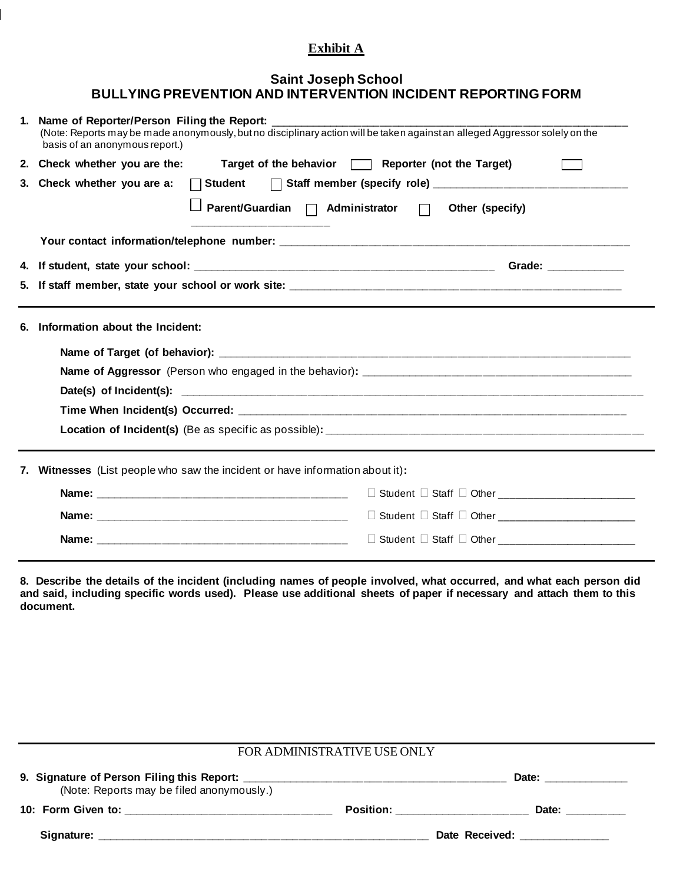**Exhibit A**

## Saint Joseph School
## BULLYING PREVENTION AND INTERVENTION INCIDENT REPORTING FORM

1. **Name of Reporter/Person Filing the Report:** ______________________________________________
   (Note: Reports may be made anonymously, but no disciplinary action will be taken against an alleged Aggressor solely on the basis of an anonymous report.)

2. **Check whether you are the:** **Target of the behavior** ☐ **Reporter (not the Target)** ☐

3. **Check whether you are a:** ☐ **Student** ☐ **Staff member (specify role)** ______________________________
   ☐ **Parent/Guardian** ☐ **Administrator** ☐ **Other (specify)** ______________________

   **Your contact information/telephone number:** ______________________________________________

4. **If student, state your school:** ______________________________________________ **Grade:** ____________

5. **If staff member, state your school or work site:** ______________________________________________

---

6. **Information about the Incident:**

   **Name of Target (of behavior):** ______________________________________________

   **Name of Aggressor** (Person who engaged in the behavior)**:** ______________________________________________

   **Date(s) of Incident(s):** ______________________________________________

   **Time When Incident(s) Occurred:** ______________________________________________

   **Location of Incident(s)** (Be as specific as possible)**:** ______________________________________________

---

7. **Witnesses** (List people who saw the incident or have information about it)**:**

   **Name:** ______________________________________ ☐ Student ☐ Staff ☐ Other ______________________

   **Name:** ______________________________________ ☐ Student ☐ Staff ☐ Other ______________________

   **Name:** ______________________________________ ☐ Student ☐ Staff ☐ Other ______________________

---

**8. Describe the details of the incident (including names of people involved, what occurred, and what each person did and said, including specific words used). Please use additional sheets of paper if necessary and attach them to this document.**

---

FOR ADMINISTRATIVE USE ONLY

**9. Signature of Person Filing this Report:** ______________________________________ **Date:** ____________
(Note: Reports may be filed anonymously.)

**10: Form Given to:** ______________________________ **Position:** ____________________ **Date:** __________

**Signature:** ______________________________________________ **Date Received:** ______________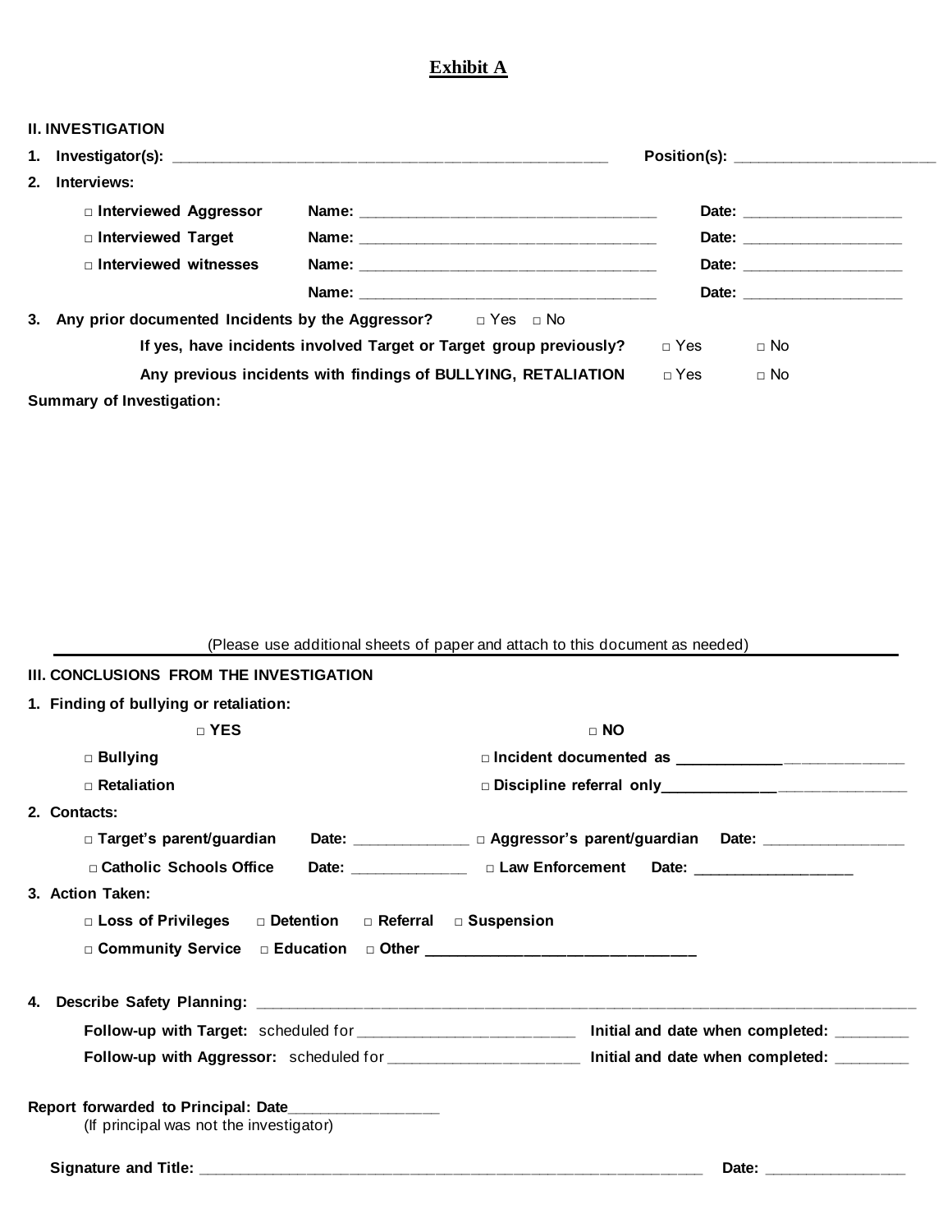# **Exhibit A**

**II. INVESTIGATION**

1. **Investigator(s):** ______________________________________________ **Position(s):** ______________________
2. **Interviews:**

   □ **Interviewed Aggressor** **Name:** ________________________________ **Date:** __________________

   □ **Interviewed Target** **Name:** ________________________________ **Date:** __________________

   □ **Interviewed witnesses** **Name:** ________________________________ **Date:** __________________

   **Name:** ________________________________ **Date:** __________________

3. **Any prior documented Incidents by the Aggressor?** □ Yes □ No

   **If yes, have incidents involved Target or Target group previously?** □ Yes □ No

   **Any previous incidents with findings of BULLYING, RETALIATION** □ Yes □ No

**Summary of Investigation:**

(Please use additional sheets of paper and attach to this document as needed)

**III. CONCLUSIONS FROM THE INVESTIGATION**

1. **Finding of bullying or retaliation:**

   □ **YES** □ **NO**

   □ **Bullying** □ **Incident documented as** ___________________________

   □ **Retaliation** □ **Discipline referral only**___________________________

2. **Contacts:**

   □ **Target's parent/guardian** **Date:** ______________ □ **Aggressor's parent/guardian** **Date:** ________________

   □ **Catholic Schools Office** **Date:** ______________ □ **Law Enforcement** **Date:** __________________

3. **Action Taken:**

   □ **Loss of Privileges** □ **Detention** □ **Referral** □ **Suspension**

   □ **Community Service** □ **Education** □ **Other** ______________________________

4. **Describe Safety Planning:** ____________________________________________________________________

   **Follow-up with Target:** scheduled for _________________________ **Initial and date when completed:** ________

   **Follow-up with Aggressor:** scheduled for ______________________ **Initial and date when completed:** ________

**Report forwarded to Principal: Date**_________________
(If principal was not the investigator)

**Signature and Title:** ____________________________________________________________ **Date:** ________________